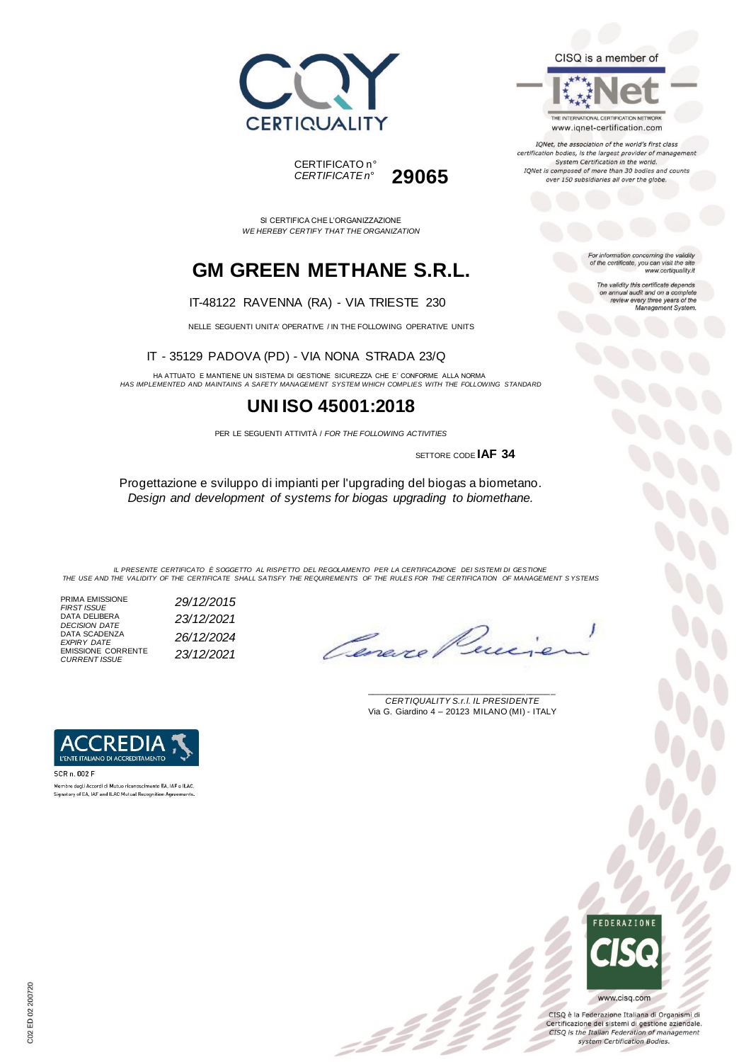CERTIQUALITY

CISQ is a member of

IQNet

THE INTERNATIONAL CERTIFICATION NETWORK

www.iqnet-certification.com

*IQNet, the association of the world's first class certification bodies, is the largest provider of management System Certification in the world. IQNet is composed of more than 30 bodies and counts over 150 subsidiaries all over the globe.*

CERTIFICATO n°
*CERTIFICATE n°* **29065**

*For information concerning the validity of the certificate, you can visit the site www.certiquality.it*

*The validity this certificate depends on annual audit and on a complete review every three years of the Management System.*

SI CERTIFICA CHE L'ORGANIZZAZIONE
*WE HEREBY CERTIFY THAT THE ORGANIZATION*

# GM GREEN METHANE S.R.L.

IT-48122 RAVENNA (RA) - VIA TRIESTE 230

NELLE SEGUENTI UNITA' OPERATIVE / IN THE FOLLOWING OPERATIVE UNITS

IT - 35129 PADOVA (PD) - VIA NONA STRADA 23/Q

HA ATTUATO E MANTIENE UN SISTEMA DI GESTIONE SICUREZZA CHE E' CONFORME ALLA NORMA
*HAS IMPLEMENTED AND MAINTAINS A SAFETY MANAGEMENT SYSTEM WHICH COMPLIES WITH THE FOLLOWING STANDARD*

# UNI ISO 45001:2018

PER LE SEGUENTI ATTIVITÀ / *FOR THE FOLLOWING ACTIVITIES*

SETTORE CODE **IAF 34**

Progettazione e sviluppo di impianti per l'upgrading del biogas a biometano.
*Design and development of systems for biogas upgrading to biomethane.*

*IL PRESENTE CERTIFICATO È SOGGETTO AL RISPETTO DEL REGOLAMENTO PER LA CERTIFICAZIONE DEI SISTEMI DI GESTIONE*
*THE USE AND THE VALIDITY OF THE CERTIFICATE SHALL SATISFY THE REQUIREMENTS OF THE RULES FOR THE CERTIFICATION OF MANAGEMENT SYSTEMS*

| | |
|---|---|
| PRIMA EMISSIONE *FIRST ISSUE* | *29/12/2015* |
| DATA DELIBERA *DECISION DATE* | *23/12/2021* |
| DATA SCADENZA *EXPIRY DATE* | *26/12/2024* |
| EMISSIONE CORRENTE *CURRENT ISSUE* | *23/12/2021* |

*CERTIQUALITY S.r.l. IL PRESIDENTE*
Via G. Giardino 4 – 20123 MILANO (MI) - ITALY

ACCREDIA
L'ENTE ITALIANO DI ACCREDITAMENTO

SCR n. 002 F

Membro degli Accordi di Mutuo riconoscimento EA, IAF e ILAC.
Signatory of EA, IAF and ILAC Mutual Recognition Agreements.

FEDERAZIONE CISQ

www.cisq.com

CISQ è la Federazione Italiana di Organismi di Certificazione dei sistemi di gestione aziendale.
*CISQ is the Italian Federation of management system Certification Bodies.*

C02 ED 02 200720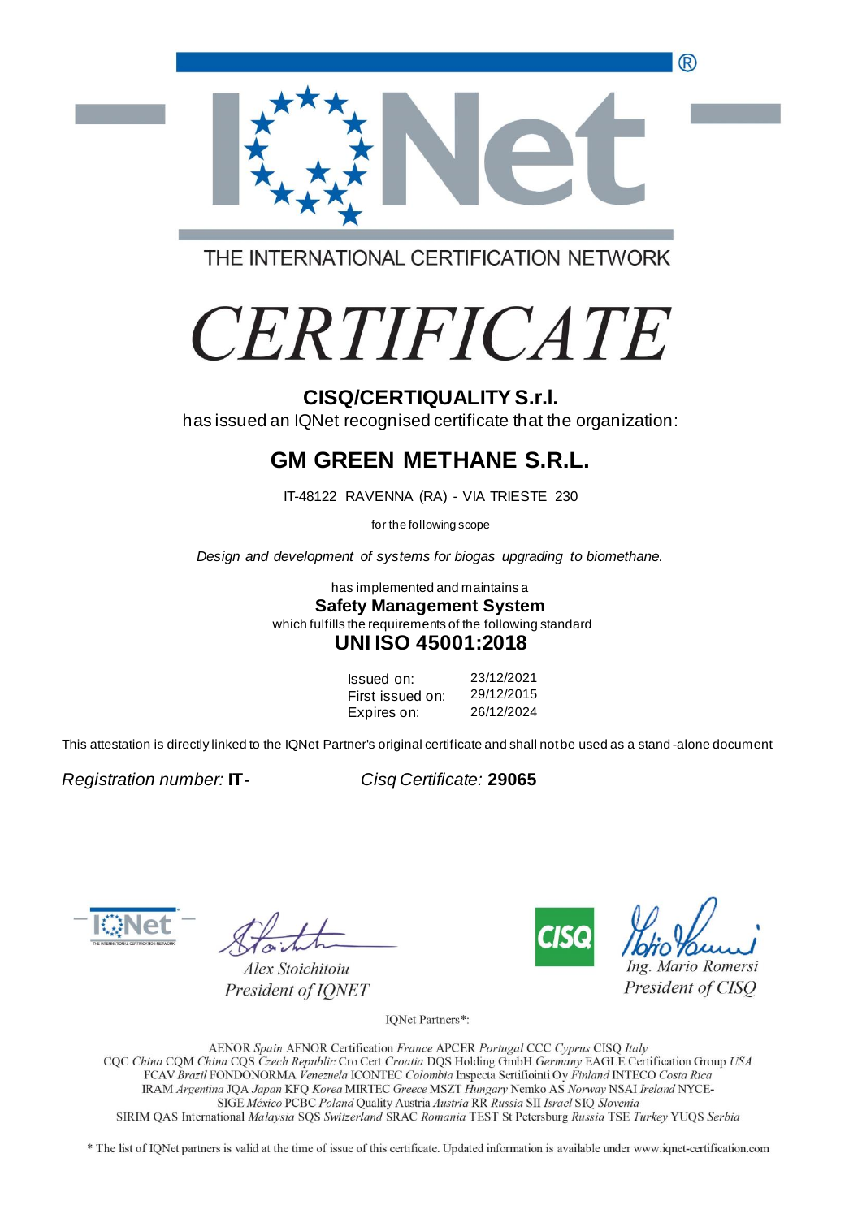THE INTERNATIONAL CERTIFICATION NETWORK

# CERTIFICATE

**CISQ/CERTIQUALITY S.r.l.**

has issued an IQNet recognised certificate that the organization:

## GM GREEN METHANE S.R.L.

IT-48122 RAVENNA (RA) - VIA TRIESTE 230

for the following scope

*Design and development of systems for biogas upgrading to biomethane.*

has implemented and maintains a

**Safety Management System**

which fulfills the requirements of the following standard

**UNI ISO 45001:2018**

| | |
|---|---|
| Issued on: | 23/12/2021 |
| First issued on: | 29/12/2015 |
| Expires on: | 26/12/2024 |

This attestation is directly linked to the IQNet Partner's original certificate and shall not be used as a stand-alone document

*Registration number:* **IT-** *Cisq Certificate:* **29065**

*Alex Stoichitoiu*
*President of IQNET*

*Ing. Mario Romersi*
*President of CISQ*

IQNet Partners*:

AENOR *Spain* AFNOR Certification *France* APCER *Portugal* CCC *Cyprus* CISQ *Italy*
CQC *China* CQM *China* CQS *Czech Republic* Cro Cert *Croatia* DQS Holding GmbH *Germany* EAGLE Certification Group *USA*
FCAV *Brazil* FONDONORMA *Venezuela* ICONTEC *Colombia* Inspecta Sertifiointi Oy *Finland* INTECO *Costa Rica*
IRAM *Argentina* JQA *Japan* KFQ *Korea* MIRTEC *Greece* MSZT *Hungary* Nemko AS *Norway* NSAI *Ireland* NYCE-SIGE *México* PCBC *Poland* Quality Austria *Austria* RR *Russia* SII *Israel* SIQ *Slovenia*
SIRIM QAS International *Malaysia* SQS *Switzerland* SRAC *Romania* TEST St Petersburg *Russia* TSE *Turkey* YUQS *Serbia*

\* The list of IQNet partners is valid at the time of issue of this certificate. Updated information is available under www.iqnet-certification.com